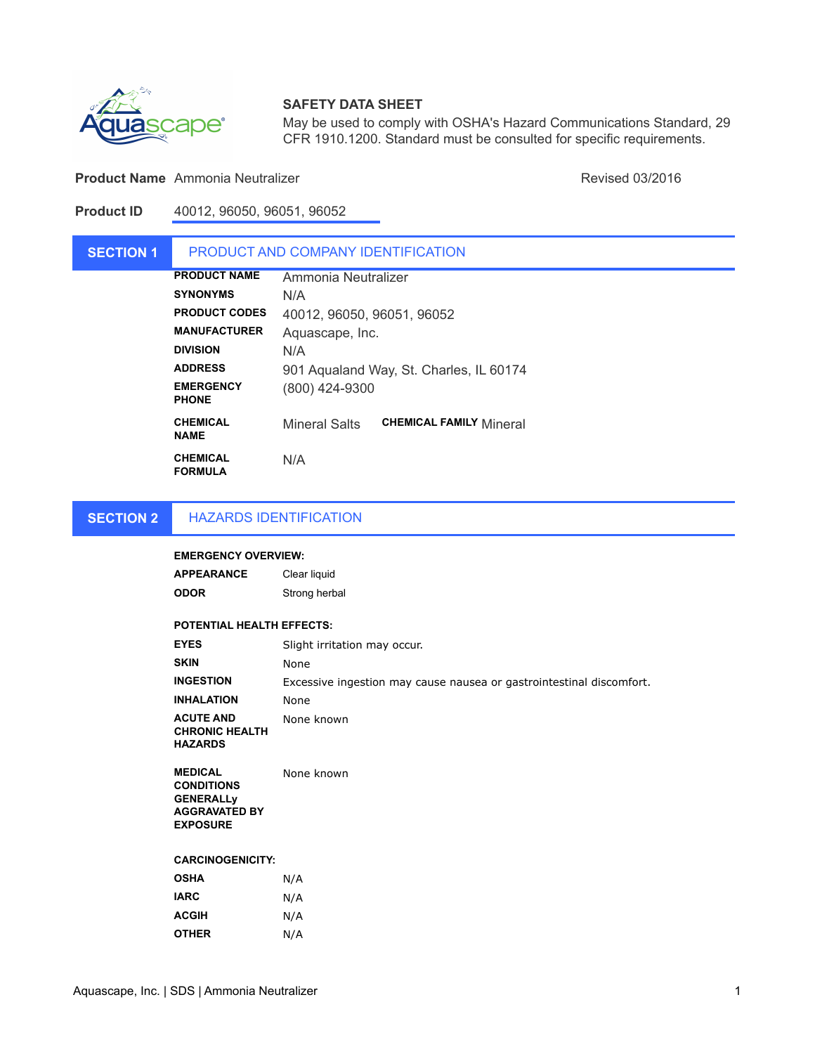# SAFETY DATA SHEET

May be used to comply with OSHA's Hazard Communications Standard, 29 CFR 1910.1200. Standard must be consulted for specific requirements.

**Product Name** Ammonia Neutralizer

Revised 03/2016

**Product ID** 40012, 96050, 96051, 96052

## SECTION 1 PRODUCT AND COMPANY IDENTIFICATION

| | |
|---|---|
| **PRODUCT NAME** | Ammonia Neutralizer |
| **SYNONYMS** | N/A |
| **PRODUCT CODES** | 40012, 96050, 96051, 96052 |
| **MANUFACTURER** | Aquascape, Inc. |
| **DIVISION** | N/A |
| **ADDRESS** | 901 Aqualand Way, St. Charles, IL 60174 |
| **EMERGENCY PHONE** | (800) 424-9300 |
| **CHEMICAL NAME** | Mineral Salts |
| **CHEMICAL FAMILY** | Mineral |
| **CHEMICAL FORMULA** | N/A |

## SECTION 2 HAZARDS IDENTIFICATION

**EMERGENCY OVERVIEW:**

| | |
|---|---|
| **APPEARANCE** | Clear liquid |
| **ODOR** | Strong herbal |

**POTENTIAL HEALTH EFFECTS:**

| | |
|---|---|
| **EYES** | Slight irritation may occur. |
| **SKIN** | None |
| **INGESTION** | Excessive ingestion may cause nausea or gastrointestinal discomfort. |
| **INHALATION** | None |
| **ACUTE AND CHRONIC HEALTH HAZARDS** | None known |
| **MEDICAL CONDITIONS GENERALLy AGGRAVATED BY EXPOSURE** | None known |

**CARCINOGENICITY:**

| | |
|---|---|
| **OSHA** | N/A |
| **IARC** | N/A |
| **ACGIH** | N/A |
| **OTHER** | N/A |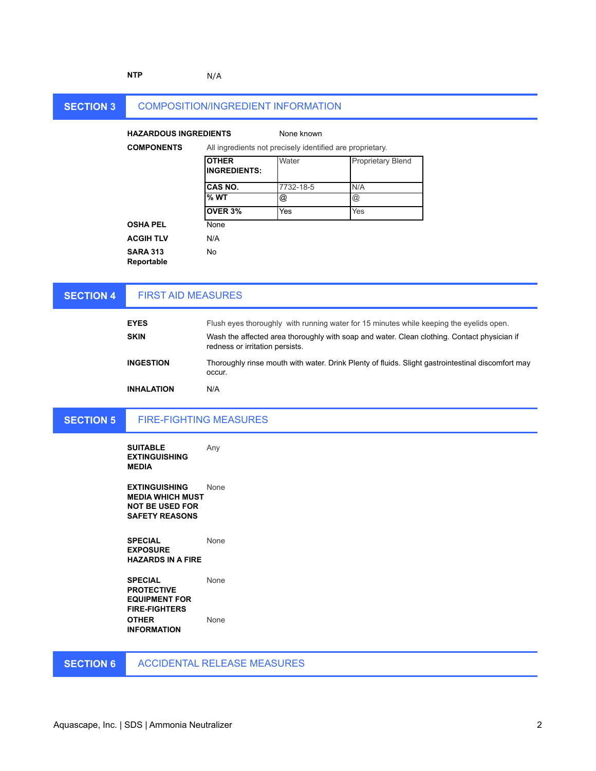**NTP** N/A

## SECTION 3 COMPOSITION/INGREDIENT INFORMATION

**HAZARDOUS INGREDIENTS** None known

**COMPONENTS** All ingredients not precisely identified are proprietary.

| **OTHER INGREDIENTS:** | Water | Proprietary Blend |
|---|---|---|
| **CAS NO.** | 7732-18-5 | N/A |
| **% WT** | @ | @ |
| **OVER 3%** | Yes | Yes |

**OSHA PEL** None

**ACGIH TLV** N/A

**SARA 313 Reportable** No

## SECTION 4 FIRST AID MEASURES

**EYES** Flush eyes thoroughly with running water for 15 minutes while keeping the eyelids open.

**SKIN** Wash the affected area thoroughly with soap and water. Clean clothing. Contact physician if redness or irritation persists.

**INGESTION** Thoroughly rinse mouth with water. Drink Plenty of fluids. Slight gastrointestinal discomfort may occur.

**INHALATION** N/A

## SECTION 5 FIRE-FIGHTING MEASURES

**SUITABLE EXTINGUISHING MEDIA** Any

**EXTINGUISHING MEDIA WHICH MUST NOT BE USED FOR SAFETY REASONS** None

**SPECIAL EXPOSURE HAZARDS IN A FIRE** None

**SPECIAL PROTECTIVE EQUIPMENT FOR FIRE-FIGHTERS** None

**OTHER INFORMATION** None

## SECTION 6 ACCIDENTAL RELEASE MEASURES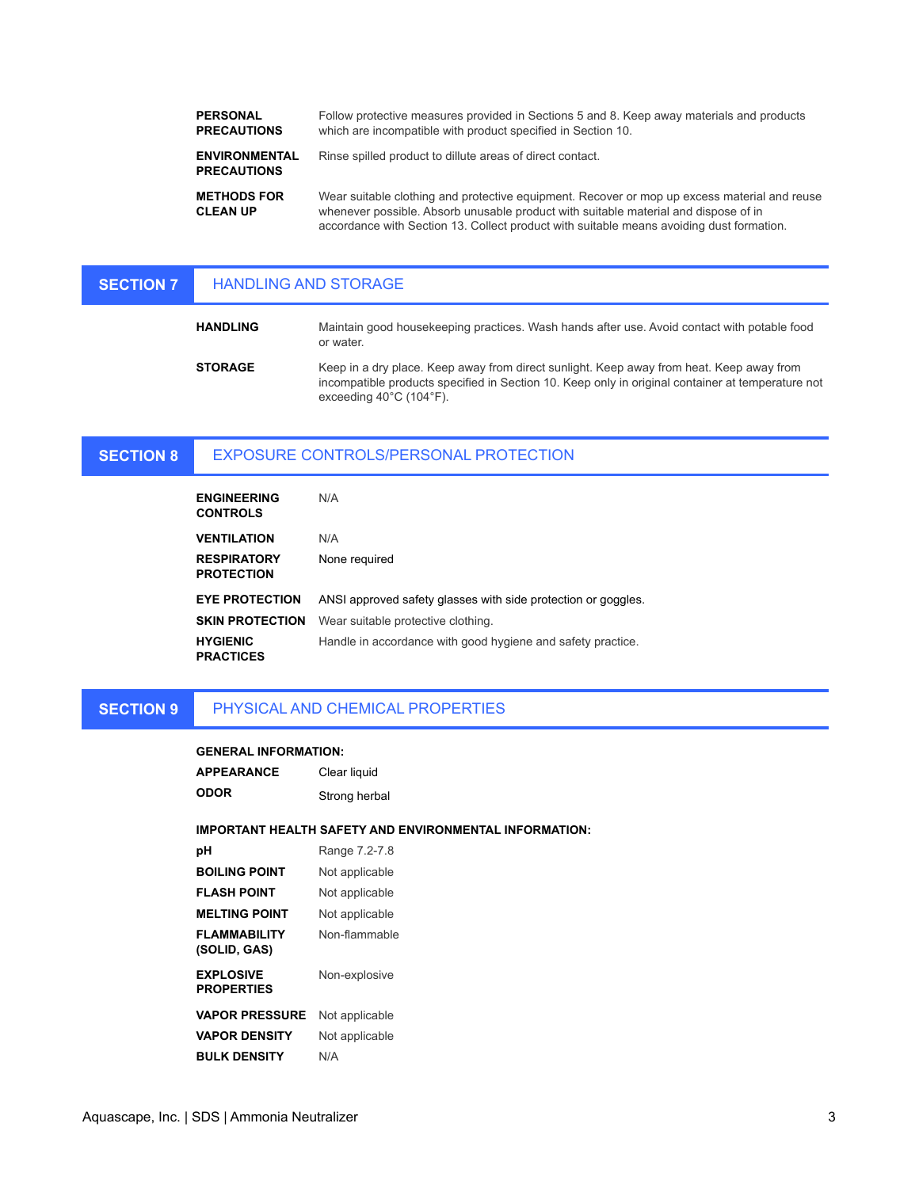| | |
|---|---|
| **PERSONAL PRECAUTIONS** | Follow protective measures provided in Sections 5 and 8. Keep away materials and products which are incompatible with product specified in Section 10. |
| **ENVIRONMENTAL PRECAUTIONS** | Rinse spilled product to dillute areas of direct contact. |
| **METHODS FOR CLEAN UP** | Wear suitable clothing and protective equipment. Recover or mop up excess material and reuse whenever possible. Absorb unusable product with suitable material and dispose of in accordance with Section 13. Collect product with suitable means avoiding dust formation. |

## SECTION 7 HANDLING AND STORAGE

| | |
|---|---|
| **HANDLING** | Maintain good housekeeping practices. Wash hands after use. Avoid contact with potable food or water. |
| **STORAGE** | Keep in a dry place. Keep away from direct sunlight. Keep away from heat. Keep away from incompatible products specified in Section 10. Keep only in original container at temperature not exceeding 40°C (104°F). |

## SECTION 8 EXPOSURE CONTROLS/PERSONAL PROTECTION

| | |
|---|---|
| **ENGINEERING CONTROLS** | N/A |
| **VENTILATION** | N/A |
| **RESPIRATORY PROTECTION** | None required |
| **EYE PROTECTION** | ANSI approved safety glasses with side protection or goggles. |
| **SKIN PROTECTION** | Wear suitable protective clothing. |
| **HYGIENIC PRACTICES** | Handle in accordance with good hygiene and safety practice. |

## SECTION 9 PHYSICAL AND CHEMICAL PROPERTIES

**GENERAL INFORMATION:**

| | |
|---|---|
| **APPEARANCE** | Clear liquid |
| **ODOR** | Strong herbal |

**IMPORTANT HEALTH SAFETY AND ENVIRONMENTAL INFORMATION:**

| | |
|---|---|
| **pH** | Range 7.2-7.8 |
| **BOILING POINT** | Not applicable |
| **FLASH POINT** | Not applicable |
| **MELTING POINT** | Not applicable |
| **FLAMMABILITY (SOLID, GAS)** | Non-flammable |
| **EXPLOSIVE PROPERTIES** | Non-explosive |
| **VAPOR PRESSURE** | Not applicable |
| **VAPOR DENSITY** | Not applicable |
| **BULK DENSITY** | N/A |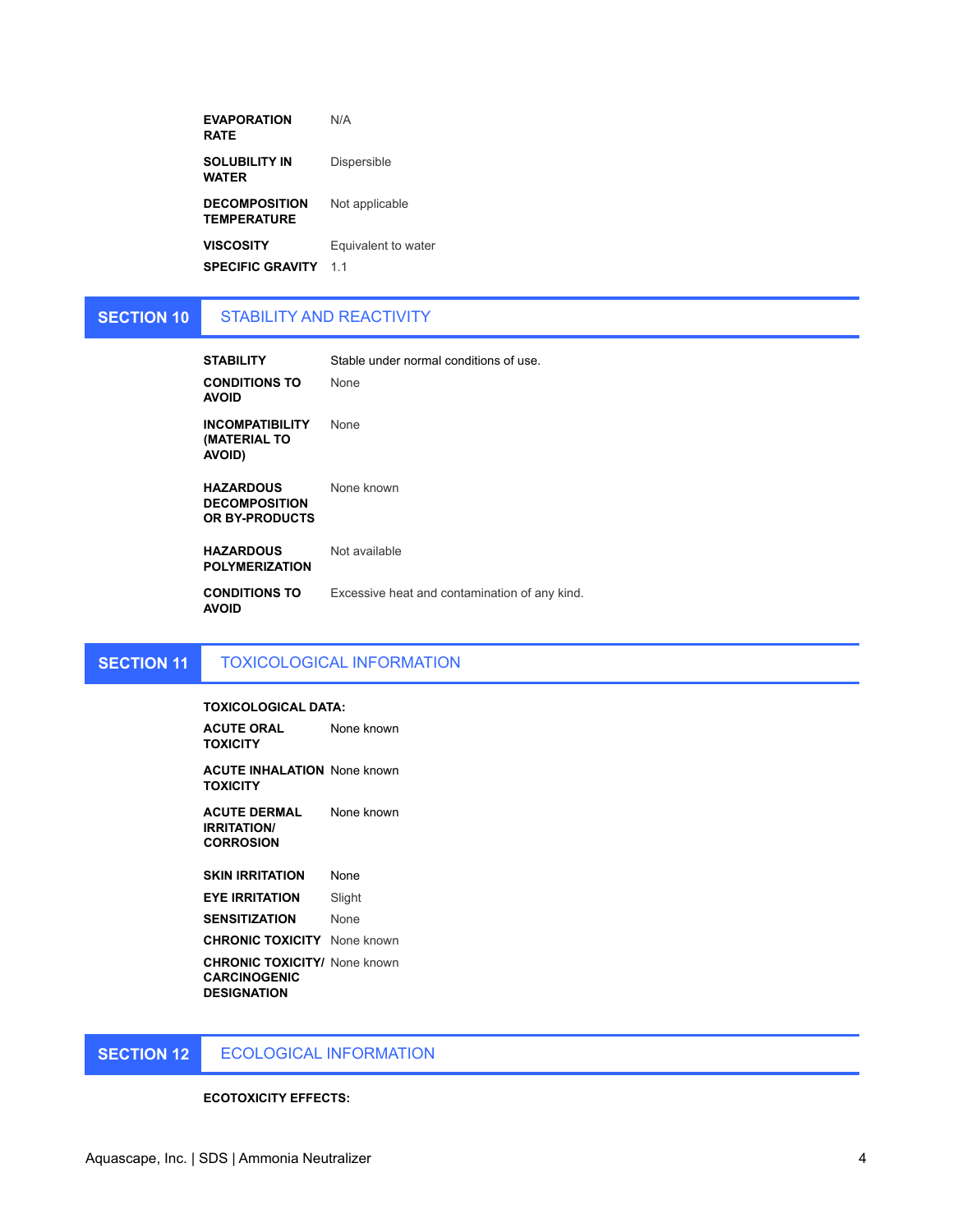| | |
|---|---|
| **EVAPORATION RATE** | N/A |
| **SOLUBILITY IN WATER** | Dispersible |
| **DECOMPOSITION TEMPERATURE** | Not applicable |
| **VISCOSITY** | Equivalent to water |
| **SPECIFIC GRAVITY** | 1.1 |

## SECTION 10 STABILITY AND REACTIVITY

| | |
|---|---|
| **STABILITY** | Stable under normal conditions of use. |
| **CONDITIONS TO AVOID** | None |
| **INCOMPATIBILITY (MATERIAL TO AVOID)** | None |
| **HAZARDOUS DECOMPOSITION OR BY-PRODUCTS** | None known |
| **HAZARDOUS POLYMERIZATION** | Not available |
| **CONDITIONS TO AVOID** | Excessive heat and contamination of any kind. |

## SECTION 11 TOXICOLOGICAL INFORMATION

**TOXICOLOGICAL DATA:**

| | |
|---|---|
| **ACUTE ORAL TOXICITY** | None known |
| **ACUTE INHALATION TOXICITY** | None known |
| **ACUTE DERMAL IRRITATION/ CORROSION** | None known |
| **SKIN IRRITATION** | None |
| **EYE IRRITATION** | Slight |
| **SENSITIZATION** | None |
| **CHRONIC TOXICITY** | None known |
| **CHRONIC TOXICITY/ CARCINOGENIC DESIGNATION** | None known |

## SECTION 12 ECOLOGICAL INFORMATION

**ECOTOXICITY EFFECTS:**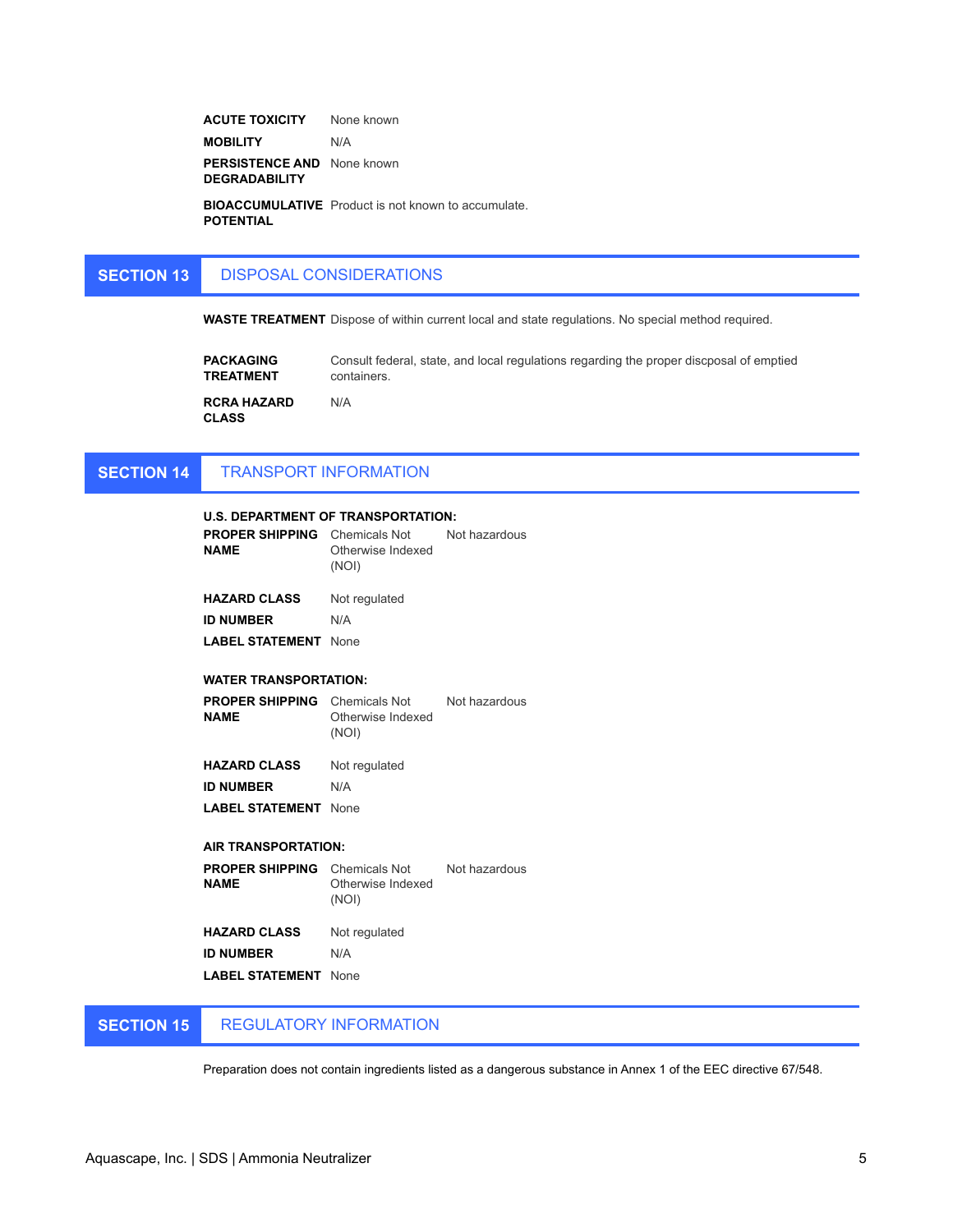| | |
|---|---|
| **ACUTE TOXICITY** | None known |
| **MOBILITY** | N/A |
| **PERSISTENCE AND DEGRADABILITY** | None known |
| **BIOACCUMULATIVE POTENTIAL** | Product is not known to accumulate. |

## SECTION 13 DISPOSAL CONSIDERATIONS

| | |
|---|---|
| **WASTE TREATMENT** | Dispose of within current local and state regulations. No special method required. |
| **PACKAGING TREATMENT** | Consult federal, state, and local regulations regarding the proper discposal of emptied containers. |
| **RCRA HAZARD CLASS** | N/A |

## SECTION 14 TRANSPORT INFORMATION

**U.S. DEPARTMENT OF TRANSPORTATION:**

| | | |
|---|---|---|
| **PROPER SHIPPING NAME** | Chemicals Not Otherwise Indexed (NOI) | Not hazardous |
| **HAZARD CLASS** | Not regulated | |
| **ID NUMBER** | N/A | |
| **LABEL STATEMENT** | None | |

**WATER TRANSPORTATION:**

| | | |
|---|---|---|
| **PROPER SHIPPING NAME** | Chemicals Not Otherwise Indexed (NOI) | Not hazardous |
| **HAZARD CLASS** | Not regulated | |
| **ID NUMBER** | N/A | |
| **LABEL STATEMENT** | None | |

**AIR TRANSPORTATION:**

| | | |
|---|---|---|
| **PROPER SHIPPING NAME** | Chemicals Not Otherwise Indexed (NOI) | Not hazardous |
| **HAZARD CLASS** | Not regulated | |
| **ID NUMBER** | N/A | |
| **LABEL STATEMENT** | None | |

## SECTION 15 REGULATORY INFORMATION

Preparation does not contain ingredients listed as a dangerous substance in Annex 1 of the EEC directive 67/548.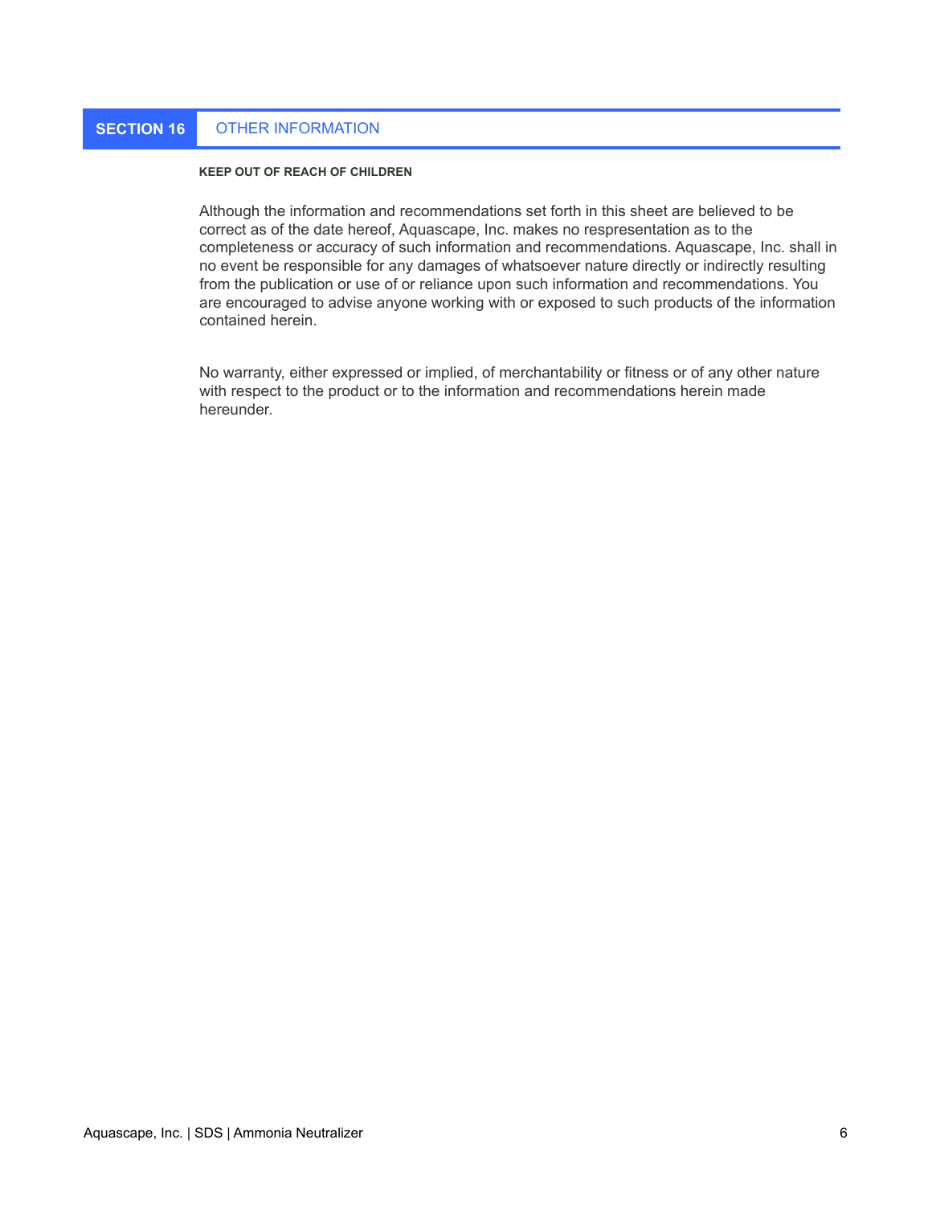## SECTION 16 OTHER INFORMATION

**KEEP OUT OF REACH OF CHILDREN**

Although the information and recommendations set forth in this sheet are believed to be correct as of the date hereof, Aquascape, Inc. makes no respresentation as to the completeness or accuracy of such information and recommendations. Aquascape, Inc. shall in no event be responsible for any damages of whatsoever nature directly or indirectly resulting from the publication or use of or reliance upon such information and recommendations. You are encouraged to advise anyone working with or exposed to such products of the information contained herein.

No warranty, either expressed or implied, of merchantability or fitness or of any other nature with respect to the product or to the information and recommendations herein made hereunder.